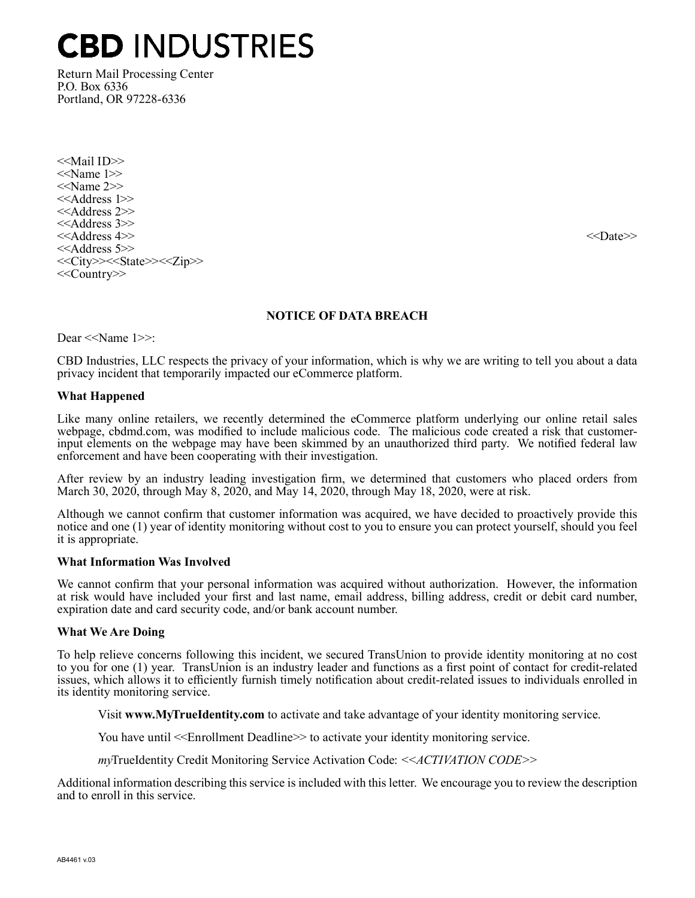# CBD INDUSTRIES

Return Mail Processing Center
P.O. Box 6336
Portland, OR 97228-6336

<<Mail ID>>
<<Name 1>>
<<Name 2>>
<<Address 1>>
<<Address 2>>
<<Address 3>>
<<Address 4>>
<<Address 5>>
<<City>><<State>><<Zip>>
<<Country>>

<<Date>>

**NOTICE OF DATA BREACH**

Dear <<Name 1>>:

CBD Industries, LLC respects the privacy of your information, which is why we are writing to tell you about a data privacy incident that temporarily impacted our eCommerce platform.

**What Happened**

Like many online retailers, we recently determined the eCommerce platform underlying our online retail sales webpage, cbdmd.com, was modified to include malicious code. The malicious code created a risk that customer-input elements on the webpage may have been skimmed by an unauthorized third party. We notified federal law enforcement and have been cooperating with their investigation.

After review by an industry leading investigation firm, we determined that customers who placed orders from March 30, 2020, through May 8, 2020, and May 14, 2020, through May 18, 2020, were at risk.

Although we cannot confirm that customer information was acquired, we have decided to proactively provide this notice and one (1) year of identity monitoring without cost to you to ensure you can protect yourself, should you feel it is appropriate.

**What Information Was Involved**

We cannot confirm that your personal information was acquired without authorization. However, the information at risk would have included your first and last name, email address, billing address, credit or debit card number, expiration date and card security code, and/or bank account number.

**What We Are Doing**

To help relieve concerns following this incident, we secured TransUnion to provide identity monitoring at no cost to you for one (1) year. TransUnion is an industry leader and functions as a first point of contact for credit-related issues, which allows it to efficiently furnish timely notification about credit-related issues to individuals enrolled in its identity monitoring service.

Visit **www.MyTrueIdentity.com** to activate and take advantage of your identity monitoring service.

You have until <<Enrollment Deadline>> to activate your identity monitoring service.

*my*TrueIdentity Credit Monitoring Service Activation Code: *<<ACTIVATION CODE>>*

Additional information describing this service is included with this letter. We encourage you to review the description and to enroll in this service.

AB4461 v.03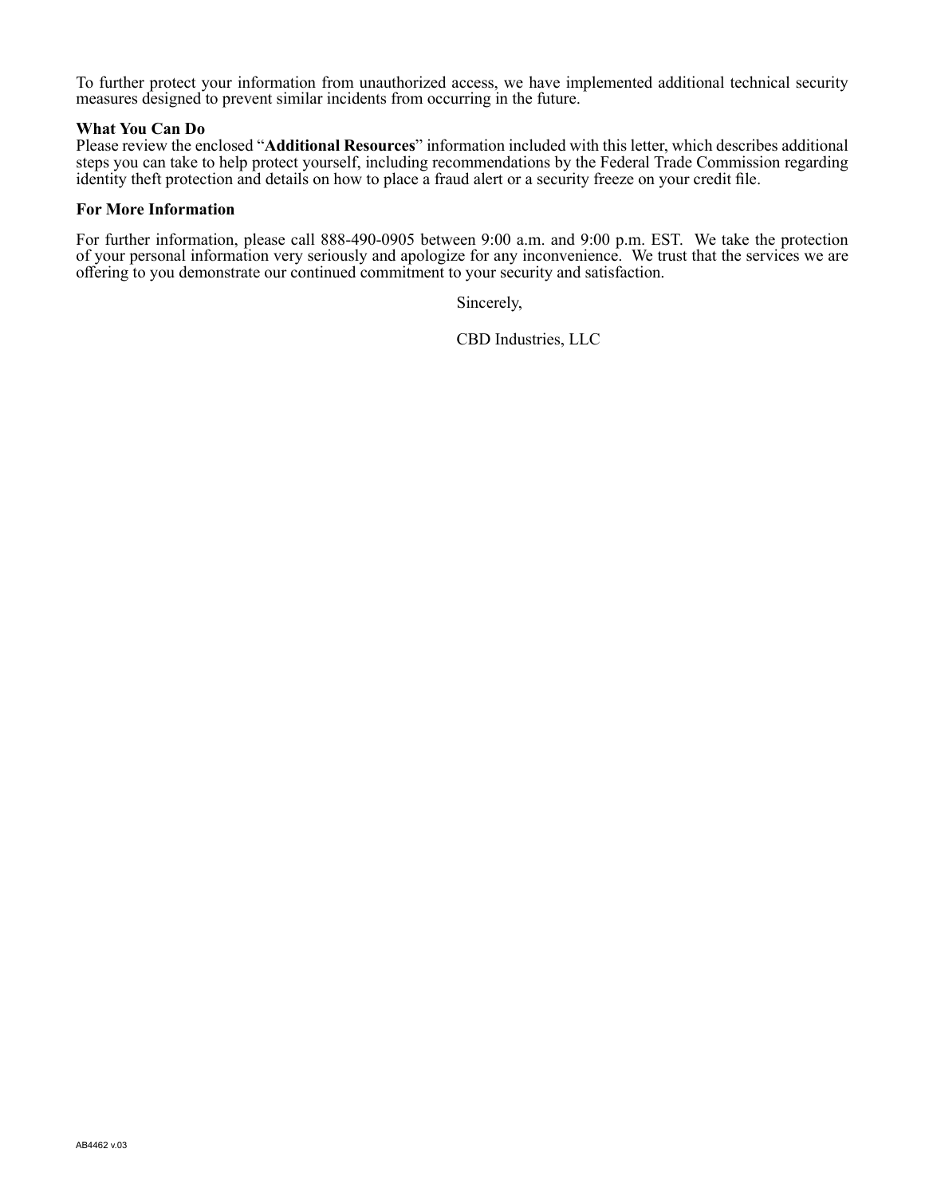To further protect your information from unauthorized access, we have implemented additional technical security measures designed to prevent similar incidents from occurring in the future.

**What You Can Do**

Please review the enclosed "**Additional Resources**" information included with this letter, which describes additional steps you can take to help protect yourself, including recommendations by the Federal Trade Commission regarding identity theft protection and details on how to place a fraud alert or a security freeze on your credit file.

**For More Information**

For further information, please call 888-490-0905 between 9:00 a.m. and 9:00 p.m. EST. We take the protection of your personal information very seriously and apologize for any inconvenience. We trust that the services we are offering to you demonstrate our continued commitment to your security and satisfaction.

Sincerely,

CBD Industries, LLC

AB4462 v.03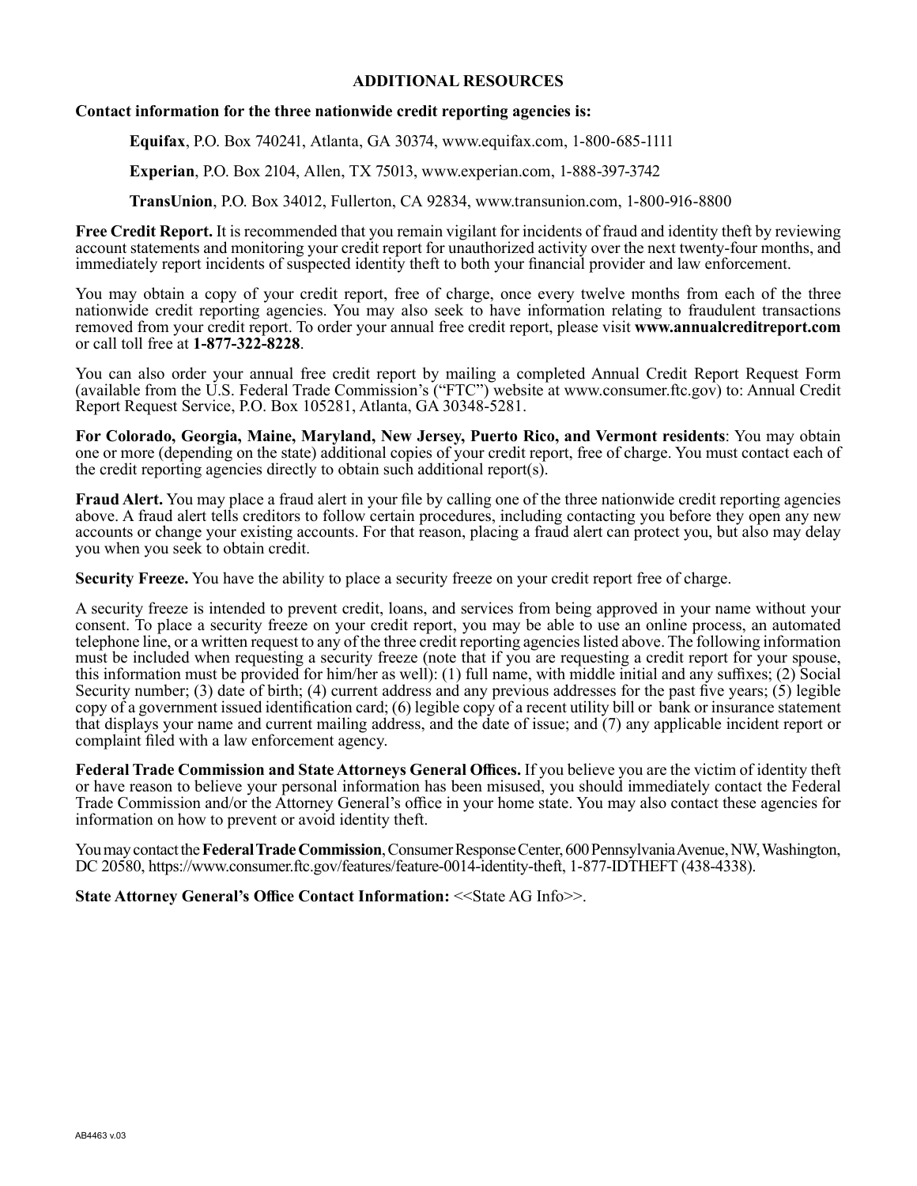## ADDITIONAL RESOURCES

**Contact information for the three nationwide credit reporting agencies is:**

**Equifax**, P.O. Box 740241, Atlanta, GA 30374, www.equifax.com, 1-800-685-1111

**Experian**, P.O. Box 2104, Allen, TX 75013, www.experian.com, 1-888-397-3742

**TransUnion**, P.O. Box 34012, Fullerton, CA 92834, www.transunion.com, 1-800-916-8800

**Free Credit Report.** It is recommended that you remain vigilant for incidents of fraud and identity theft by reviewing account statements and monitoring your credit report for unauthorized activity over the next twenty-four months, and immediately report incidents of suspected identity theft to both your financial provider and law enforcement.

You may obtain a copy of your credit report, free of charge, once every twelve months from each of the three nationwide credit reporting agencies. You may also seek to have information relating to fraudulent transactions removed from your credit report. To order your annual free credit report, please visit **www.annualcreditreport.com** or call toll free at **1-877-322-8228**.

You can also order your annual free credit report by mailing a completed Annual Credit Report Request Form (available from the U.S. Federal Trade Commission's ("FTC") website at www.consumer.ftc.gov) to: Annual Credit Report Request Service, P.O. Box 105281, Atlanta, GA 30348-5281.

**For Colorado, Georgia, Maine, Maryland, New Jersey, Puerto Rico, and Vermont residents**: You may obtain one or more (depending on the state) additional copies of your credit report, free of charge. You must contact each of the credit reporting agencies directly to obtain such additional report(s).

**Fraud Alert.** You may place a fraud alert in your file by calling one of the three nationwide credit reporting agencies above. A fraud alert tells creditors to follow certain procedures, including contacting you before they open any new accounts or change your existing accounts. For that reason, placing a fraud alert can protect you, but also may delay you when you seek to obtain credit.

**Security Freeze.** You have the ability to place a security freeze on your credit report free of charge.

A security freeze is intended to prevent credit, loans, and services from being approved in your name without your consent. To place a security freeze on your credit report, you may be able to use an online process, an automated telephone line, or a written request to any of the three credit reporting agencies listed above. The following information must be included when requesting a security freeze (note that if you are requesting a credit report for your spouse, this information must be provided for him/her as well): (1) full name, with middle initial and any suffixes; (2) Social Security number; (3) date of birth; (4) current address and any previous addresses for the past five years; (5) legible copy of a government issued identification card; (6) legible copy of a recent utility bill or bank or insurance statement that displays your name and current mailing address, and the date of issue; and (7) any applicable incident report or complaint filed with a law enforcement agency.

**Federal Trade Commission and State Attorneys General Offices.** If you believe you are the victim of identity theft or have reason to believe your personal information has been misused, you should immediately contact the Federal Trade Commission and/or the Attorney General's office in your home state. You may also contact these agencies for information on how to prevent or avoid identity theft.

You may contact the **Federal Trade Commission**, Consumer Response Center, 600 Pennsylvania Avenue, NW, Washington, DC 20580, https://www.consumer.ftc.gov/features/feature-0014-identity-theft, 1-877-IDTHEFT (438-4338).

**State Attorney General's Office Contact Information:** <<State AG Info>>.

AB4463 v.03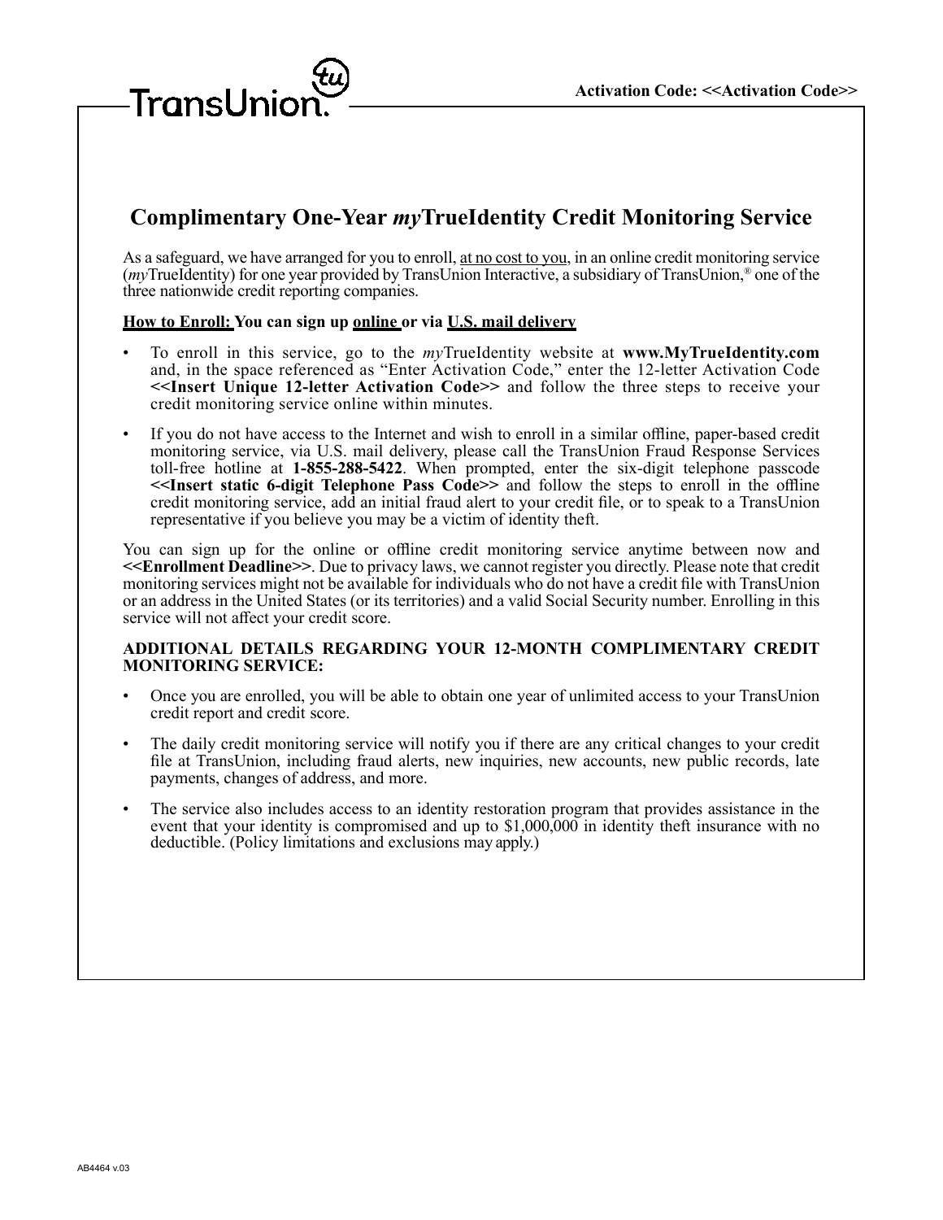TransUnion

**Activation Code: <<Activation Code>>**

## Complimentary One-Year *my*TrueIdentity Credit Monitoring Service

As a safeguard, we have arranged for you to enroll, at no cost to you, in an online credit monitoring service (*my*TrueIdentity) for one year provided by TransUnion Interactive, a subsidiary of TransUnion,® one of the three nationwide credit reporting companies.

**How to Enroll: You can sign up online or via U.S. mail delivery**

- To enroll in this service, go to the *my*TrueIdentity website at **www.MyTrueIdentity.com** and, in the space referenced as "Enter Activation Code," enter the 12-letter Activation Code **<<Insert Unique 12-letter Activation Code>>** and follow the three steps to receive your credit monitoring service online within minutes.
- If you do not have access to the Internet and wish to enroll in a similar offline, paper-based credit monitoring service, via U.S. mail delivery, please call the TransUnion Fraud Response Services toll-free hotline at **1-855-288-5422**. When prompted, enter the six-digit telephone passcode **<<Insert static 6-digit Telephone Pass Code>>** and follow the steps to enroll in the offline credit monitoring service, add an initial fraud alert to your credit file, or to speak to a TransUnion representative if you believe you may be a victim of identity theft.

You can sign up for the online or offline credit monitoring service anytime between now and **<<Enrollment Deadline>>**. Due to privacy laws, we cannot register you directly. Please note that credit monitoring services might not be available for individuals who do not have a credit file with TransUnion or an address in the United States (or its territories) and a valid Social Security number. Enrolling in this service will not affect your credit score.

**ADDITIONAL DETAILS REGARDING YOUR 12-MONTH COMPLIMENTARY CREDIT MONITORING SERVICE:**

- Once you are enrolled, you will be able to obtain one year of unlimited access to your TransUnion credit report and credit score.
- The daily credit monitoring service will notify you if there are any critical changes to your credit file at TransUnion, including fraud alerts, new inquiries, new accounts, new public records, late payments, changes of address, and more.
- The service also includes access to an identity restoration program that provides assistance in the event that your identity is compromised and up to $1,000,000 in identity theft insurance with no deductible. (Policy limitations and exclusions may apply.)

AB4464 v.03